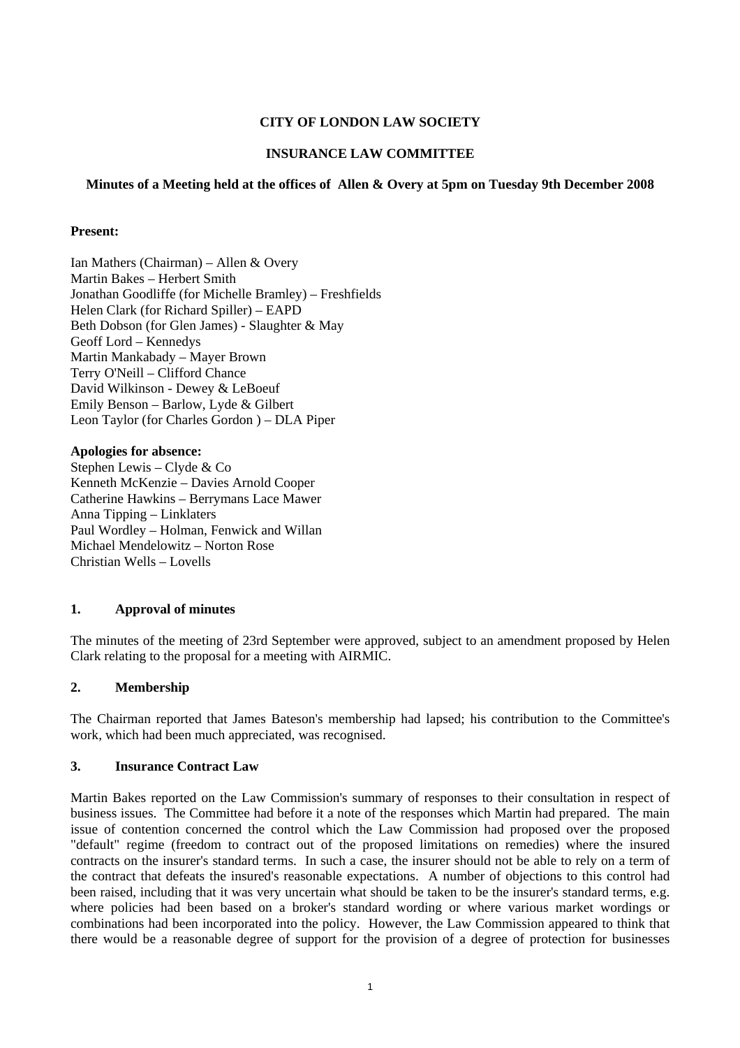**CITY OF LONDON LAW SOCIETY**

**INSURANCE LAW COMMITTEE**

**Minutes of a Meeting held at the offices of Allen & Overy at 5pm on Tuesday 9th December 2008**

**Present:**

Ian Mathers (Chairman) – Allen & Overy
Martin Bakes – Herbert Smith
Jonathan Goodliffe (for Michelle Bramley) – Freshfields
Helen Clark (for Richard Spiller) – EAPD
Beth Dobson (for Glen James) - Slaughter & May
Geoff Lord – Kennedys
Martin Mankabady – Mayer Brown
Terry O'Neill – Clifford Chance
David Wilkinson - Dewey & LeBoeuf
Emily Benson – Barlow, Lyde & Gilbert
Leon Taylor (for Charles Gordon ) – DLA Piper

**Apologies for absence:**
Stephen Lewis – Clyde & Co
Kenneth McKenzie – Davies Arnold Cooper
Catherine Hawkins – Berrymans Lace Mawer
Anna Tipping – Linklaters
Paul Wordley – Holman, Fenwick and Willan
Michael Mendelowitz – Norton Rose
Christian Wells – Lovells

## 1. Approval of minutes

The minutes of the meeting of 23rd September were approved, subject to an amendment proposed by Helen Clark relating to the proposal for a meeting with AIRMIC.

## 2. Membership

The Chairman reported that James Bateson's membership had lapsed; his contribution to the Committee's work, which had been much appreciated, was recognised.

## 3. Insurance Contract Law

Martin Bakes reported on the Law Commission's summary of responses to their consultation in respect of business issues. The Committee had before it a note of the responses which Martin had prepared. The main issue of contention concerned the control which the Law Commission had proposed over the proposed "default" regime (freedom to contract out of the proposed limitations on remedies) where the insured contracts on the insurer's standard terms. In such a case, the insurer should not be able to rely on a term of the contract that defeats the insured's reasonable expectations. A number of objections to this control had been raised, including that it was very uncertain what should be taken to be the insurer's standard terms, e.g. where policies had been based on a broker's standard wording or where various market wordings or combinations had been incorporated into the policy. However, the Law Commission appeared to think that there would be a reasonable degree of support for the provision of a degree of protection for businesses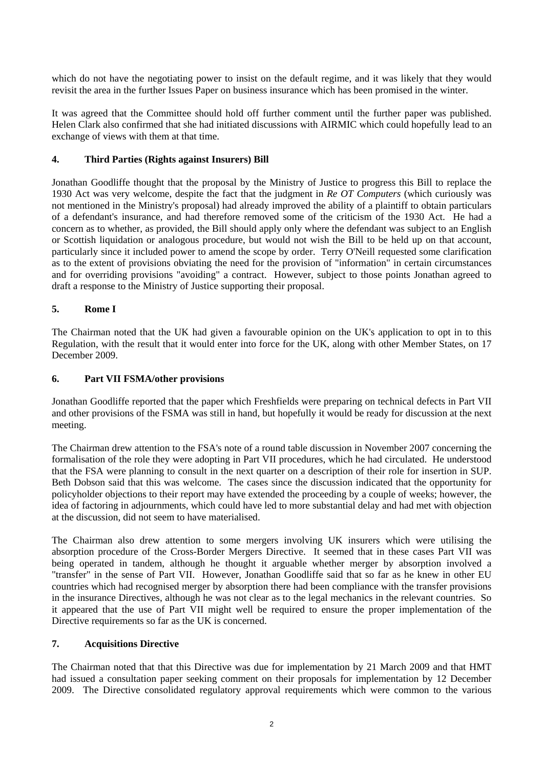which do not have the negotiating power to insist on the default regime, and it was likely that they would revisit the area in the further Issues Paper on business insurance which has been promised in the winter.

It was agreed that the Committee should hold off further comment until the further paper was published. Helen Clark also confirmed that she had initiated discussions with AIRMIC which could hopefully lead to an exchange of views with them at that time.

## 4. Third Parties (Rights against Insurers) Bill

Jonathan Goodliffe thought that the proposal by the Ministry of Justice to progress this Bill to replace the 1930 Act was very welcome, despite the fact that the judgment in *Re OT Computers* (which curiously was not mentioned in the Ministry's proposal) had already improved the ability of a plaintiff to obtain particulars of a defendant's insurance, and had therefore removed some of the criticism of the 1930 Act. He had a concern as to whether, as provided, the Bill should apply only where the defendant was subject to an English or Scottish liquidation or analogous procedure, but would not wish the Bill to be held up on that account, particularly since it included power to amend the scope by order. Terry O'Neill requested some clarification as to the extent of provisions obviating the need for the provision of "information" in certain circumstances and for overriding provisions "avoiding" a contract. However, subject to those points Jonathan agreed to draft a response to the Ministry of Justice supporting their proposal.

## 5. Rome I

The Chairman noted that the UK had given a favourable opinion on the UK's application to opt in to this Regulation, with the result that it would enter into force for the UK, along with other Member States, on 17 December 2009.

## 6. Part VII FSMA/other provisions

Jonathan Goodliffe reported that the paper which Freshfields were preparing on technical defects in Part VII and other provisions of the FSMA was still in hand, but hopefully it would be ready for discussion at the next meeting.

The Chairman drew attention to the FSA's note of a round table discussion in November 2007 concerning the formalisation of the role they were adopting in Part VII procedures, which he had circulated. He understood that the FSA were planning to consult in the next quarter on a description of their role for insertion in SUP. Beth Dobson said that this was welcome. The cases since the discussion indicated that the opportunity for policyholder objections to their report may have extended the proceeding by a couple of weeks; however, the idea of factoring in adjournments, which could have led to more substantial delay and had met with objection at the discussion, did not seem to have materialised.

The Chairman also drew attention to some mergers involving UK insurers which were utilising the absorption procedure of the Cross-Border Mergers Directive. It seemed that in these cases Part VII was being operated in tandem, although he thought it arguable whether merger by absorption involved a "transfer" in the sense of Part VII. However, Jonathan Goodliffe said that so far as he knew in other EU countries which had recognised merger by absorption there had been compliance with the transfer provisions in the insurance Directives, although he was not clear as to the legal mechanics in the relevant countries. So it appeared that the use of Part VII might well be required to ensure the proper implementation of the Directive requirements so far as the UK is concerned.

## 7. Acquisitions Directive

The Chairman noted that that this Directive was due for implementation by 21 March 2009 and that HMT had issued a consultation paper seeking comment on their proposals for implementation by 12 December 2009. The Directive consolidated regulatory approval requirements which were common to the various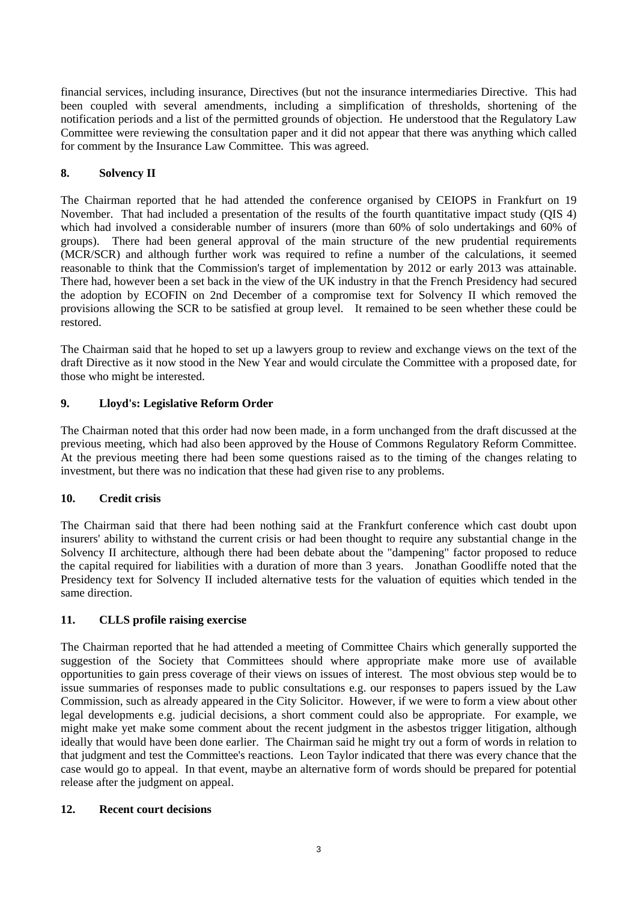financial services, including insurance, Directives (but not the insurance intermediaries Directive. This had been coupled with several amendments, including a simplification of thresholds, shortening of the notification periods and a list of the permitted grounds of objection. He understood that the Regulatory Law Committee were reviewing the consultation paper and it did not appear that there was anything which called for comment by the Insurance Law Committee. This was agreed.

## 8. Solvency II

The Chairman reported that he had attended the conference organised by CEIOPS in Frankfurt on 19 November. That had included a presentation of the results of the fourth quantitative impact study (QIS 4) which had involved a considerable number of insurers (more than 60% of solo undertakings and 60% of groups). There had been general approval of the main structure of the new prudential requirements (MCR/SCR) and although further work was required to refine a number of the calculations, it seemed reasonable to think that the Commission's target of implementation by 2012 or early 2013 was attainable. There had, however been a set back in the view of the UK industry in that the French Presidency had secured the adoption by ECOFIN on 2nd December of a compromise text for Solvency II which removed the provisions allowing the SCR to be satisfied at group level. It remained to be seen whether these could be restored.

The Chairman said that he hoped to set up a lawyers group to review and exchange views on the text of the draft Directive as it now stood in the New Year and would circulate the Committee with a proposed date, for those who might be interested.

## 9. Lloyd's: Legislative Reform Order

The Chairman noted that this order had now been made, in a form unchanged from the draft discussed at the previous meeting, which had also been approved by the House of Commons Regulatory Reform Committee. At the previous meeting there had been some questions raised as to the timing of the changes relating to investment, but there was no indication that these had given rise to any problems.

## 10. Credit crisis

The Chairman said that there had been nothing said at the Frankfurt conference which cast doubt upon insurers' ability to withstand the current crisis or had been thought to require any substantial change in the Solvency II architecture, although there had been debate about the "dampening" factor proposed to reduce the capital required for liabilities with a duration of more than 3 years. Jonathan Goodliffe noted that the Presidency text for Solvency II included alternative tests for the valuation of equities which tended in the same direction.

## 11. CLLS profile raising exercise

The Chairman reported that he had attended a meeting of Committee Chairs which generally supported the suggestion of the Society that Committees should where appropriate make more use of available opportunities to gain press coverage of their views on issues of interest. The most obvious step would be to issue summaries of responses made to public consultations e.g. our responses to papers issued by the Law Commission, such as already appeared in the City Solicitor. However, if we were to form a view about other legal developments e.g. judicial decisions, a short comment could also be appropriate. For example, we might make yet make some comment about the recent judgment in the asbestos trigger litigation, although ideally that would have been done earlier. The Chairman said he might try out a form of words in relation to that judgment and test the Committee's reactions. Leon Taylor indicated that there was every chance that the case would go to appeal. In that event, maybe an alternative form of words should be prepared for potential release after the judgment on appeal.

## 12. Recent court decisions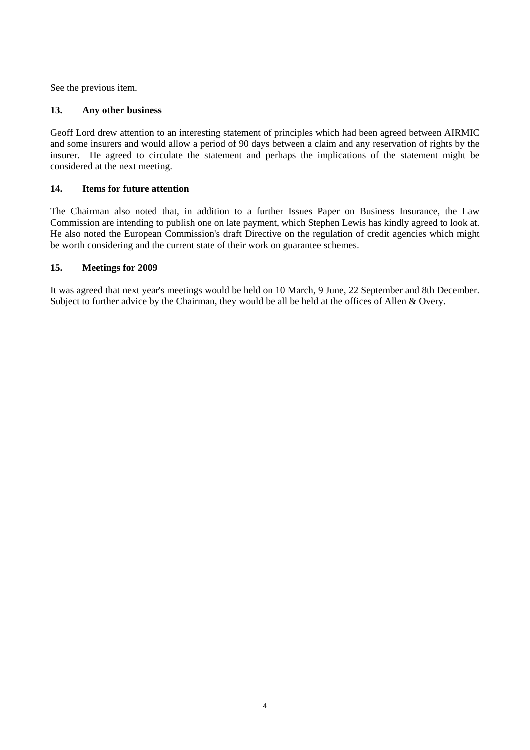See the previous item.

### 13. Any other business

Geoff Lord drew attention to an interesting statement of principles which had been agreed between AIRMIC and some insurers and would allow a period of 90 days between a claim and any reservation of rights by the insurer. He agreed to circulate the statement and perhaps the implications of the statement might be considered at the next meeting.

### 14. Items for future attention

The Chairman also noted that, in addition to a further Issues Paper on Business Insurance, the Law Commission are intending to publish one on late payment, which Stephen Lewis has kindly agreed to look at. He also noted the European Commission's draft Directive on the regulation of credit agencies which might be worth considering and the current state of their work on guarantee schemes.

### 15. Meetings for 2009

It was agreed that next year's meetings would be held on 10 March, 9 June, 22 September and 8th December. Subject to further advice by the Chairman, they would be all be held at the offices of Allen & Overy.